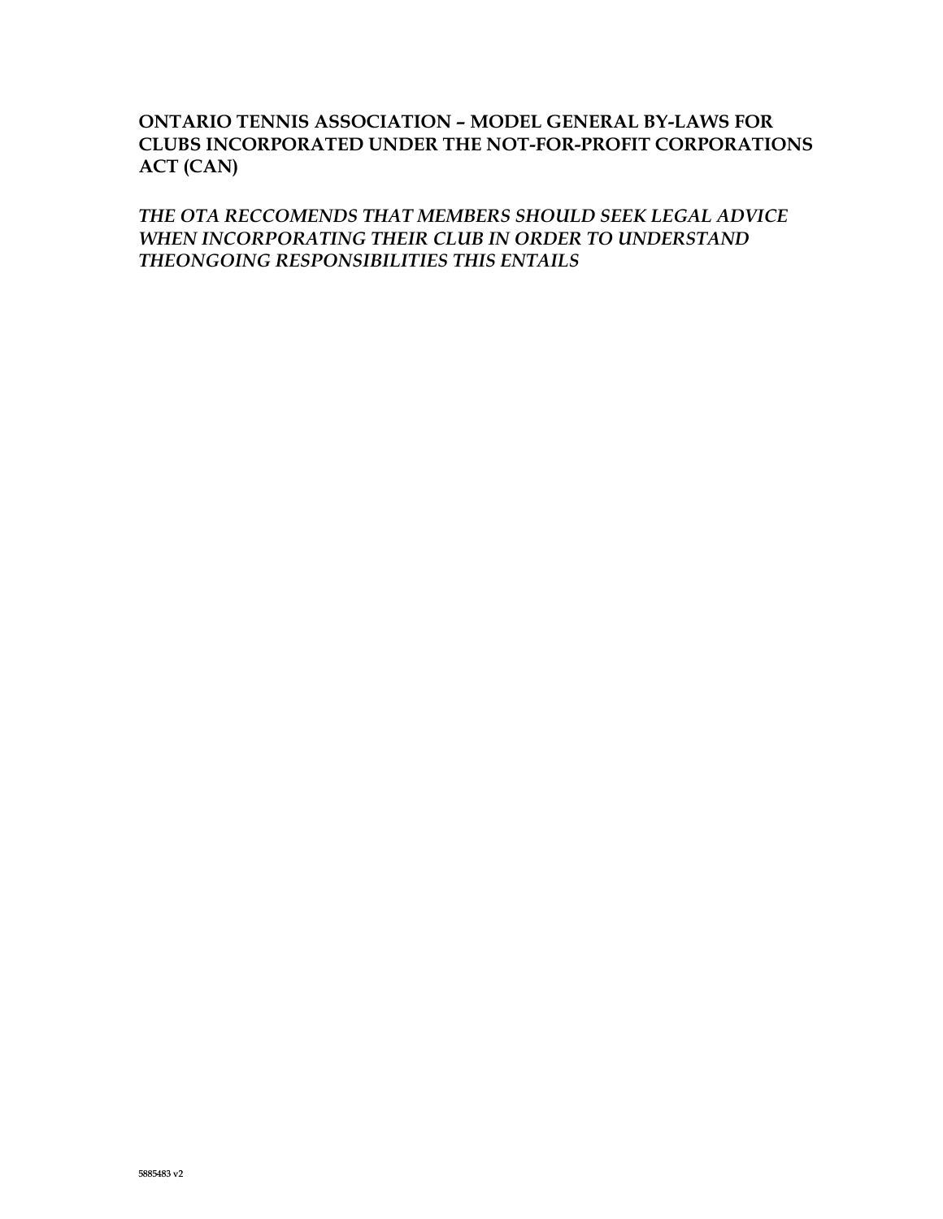**ONTARIO TENNIS ASSOCIATION – MODEL GENERAL BY-LAWS FOR CLUBS INCORPORATED UNDER THE NOT-FOR-PROFIT CORPORATIONS ACT (CAN)**

***THE OTA RECCOMENDS THAT MEMBERS SHOULD SEEK LEGAL ADVICE WHEN INCORPORATING THEIR CLUB IN ORDER TO UNDERSTAND THEONGOING RESPONSIBILITIES THIS ENTAILS***

5885483 v2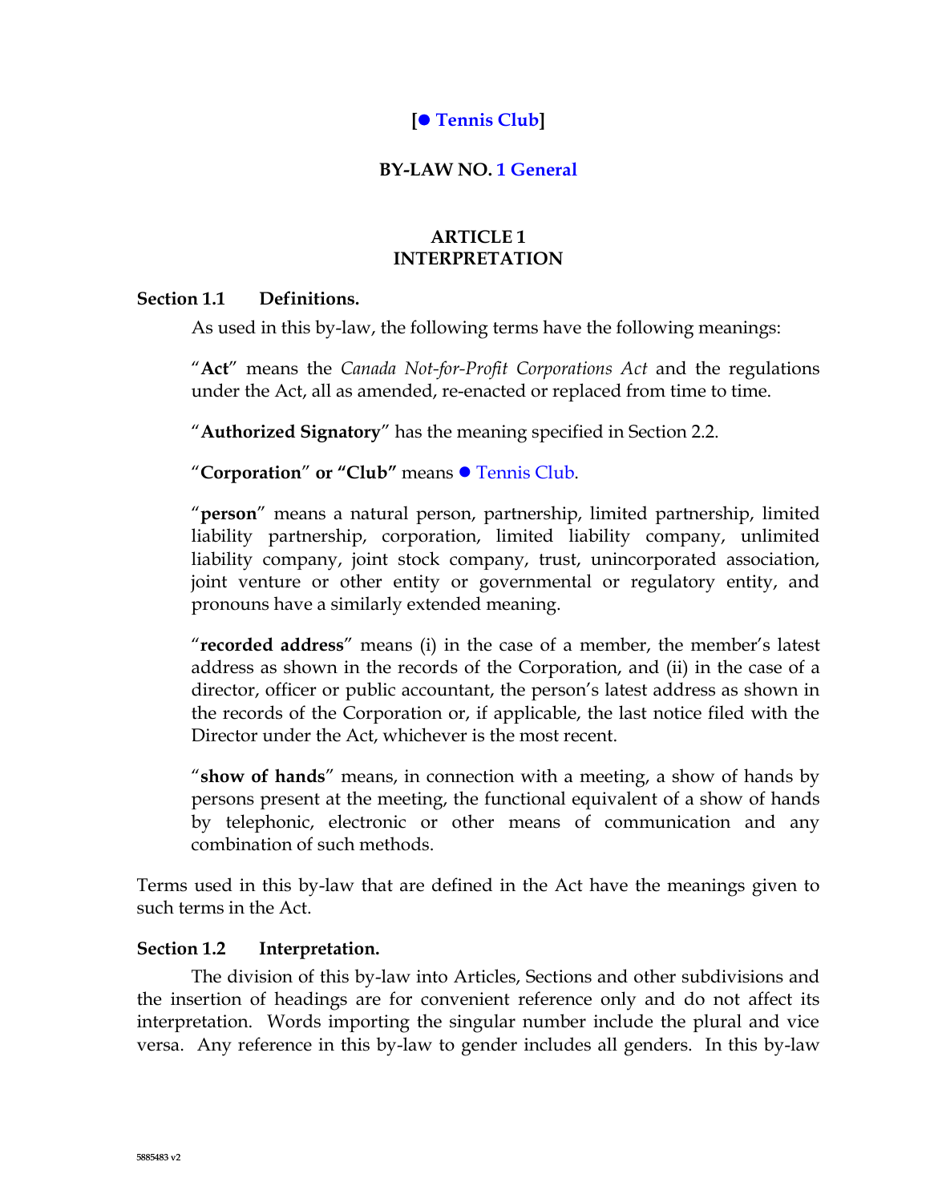**[● Tennis Club]**

**BY-LAW NO. 1 General**

## ARTICLE 1
## INTERPRETATION

**Section 1.1 Definitions.**

As used in this by-law, the following terms have the following meanings:

"**Act**" means the *Canada Not-for-Profit Corporations Act* and the regulations under the Act, all as amended, re-enacted or replaced from time to time.

"**Authorized Signatory**" has the meaning specified in Section 2.2.

"**Corporation**" **or "Club"** means ● Tennis Club.

"**person**" means a natural person, partnership, limited partnership, limited liability partnership, corporation, limited liability company, unlimited liability company, joint stock company, trust, unincorporated association, joint venture or other entity or governmental or regulatory entity, and pronouns have a similarly extended meaning.

"**recorded address**" means (i) in the case of a member, the member's latest address as shown in the records of the Corporation, and (ii) in the case of a director, officer or public accountant, the person's latest address as shown in the records of the Corporation or, if applicable, the last notice filed with the Director under the Act, whichever is the most recent.

"**show of hands**" means, in connection with a meeting, a show of hands by persons present at the meeting, the functional equivalent of a show of hands by telephonic, electronic or other means of communication and any combination of such methods.

Terms used in this by-law that are defined in the Act have the meanings given to such terms in the Act.

**Section 1.2 Interpretation.**

The division of this by-law into Articles, Sections and other subdivisions and the insertion of headings are for convenient reference only and do not affect its interpretation. Words importing the singular number include the plural and vice versa. Any reference in this by-law to gender includes all genders. In this by-law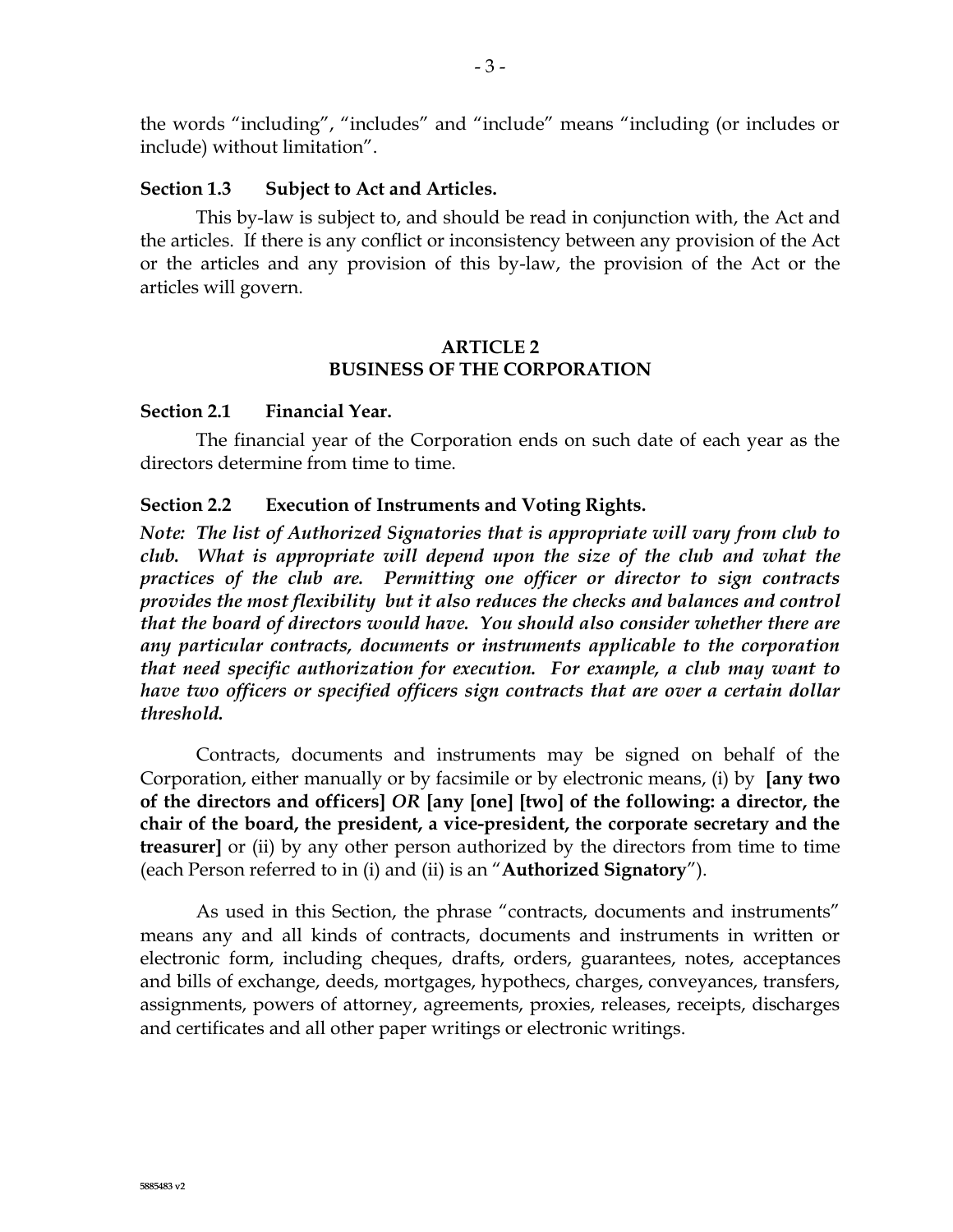the words "including", "includes" and "include" means "including (or includes or include) without limitation".

**Section 1.3 Subject to Act and Articles.**

This by-law is subject to, and should be read in conjunction with, the Act and the articles. If there is any conflict or inconsistency between any provision of the Act or the articles and any provision of this by-law, the provision of the Act or the articles will govern.

## ARTICLE 2
## BUSINESS OF THE CORPORATION

**Section 2.1 Financial Year.**

The financial year of the Corporation ends on such date of each year as the directors determine from time to time.

**Section 2.2 Execution of Instruments and Voting Rights.**

***Note: The list of Authorized Signatories that is appropriate will vary from club to club. What is appropriate will depend upon the size of the club and what the practices of the club are. Permitting one officer or director to sign contracts provides the most flexibility but it also reduces the checks and balances and control that the board of directors would have. You should also consider whether there are any particular contracts, documents or instruments applicable to the corporation that need specific authorization for execution. For example, a club may want to have two officers or specified officers sign contracts that are over a certain dollar threshold.***

Contracts, documents and instruments may be signed on behalf of the Corporation, either manually or by facsimile or by electronic means, (i) by **[any two of the directors and officers]** *OR* **[any [one] [two] of the following: a director, the chair of the board, the president, a vice-president, the corporate secretary and the treasurer]** or (ii) by any other person authorized by the directors from time to time (each Person referred to in (i) and (ii) is an "**Authorized Signatory**").

As used in this Section, the phrase "contracts, documents and instruments" means any and all kinds of contracts, documents and instruments in written or electronic form, including cheques, drafts, orders, guarantees, notes, acceptances and bills of exchange, deeds, mortgages, hypothecs, charges, conveyances, transfers, assignments, powers of attorney, agreements, proxies, releases, receipts, discharges and certificates and all other paper writings or electronic writings.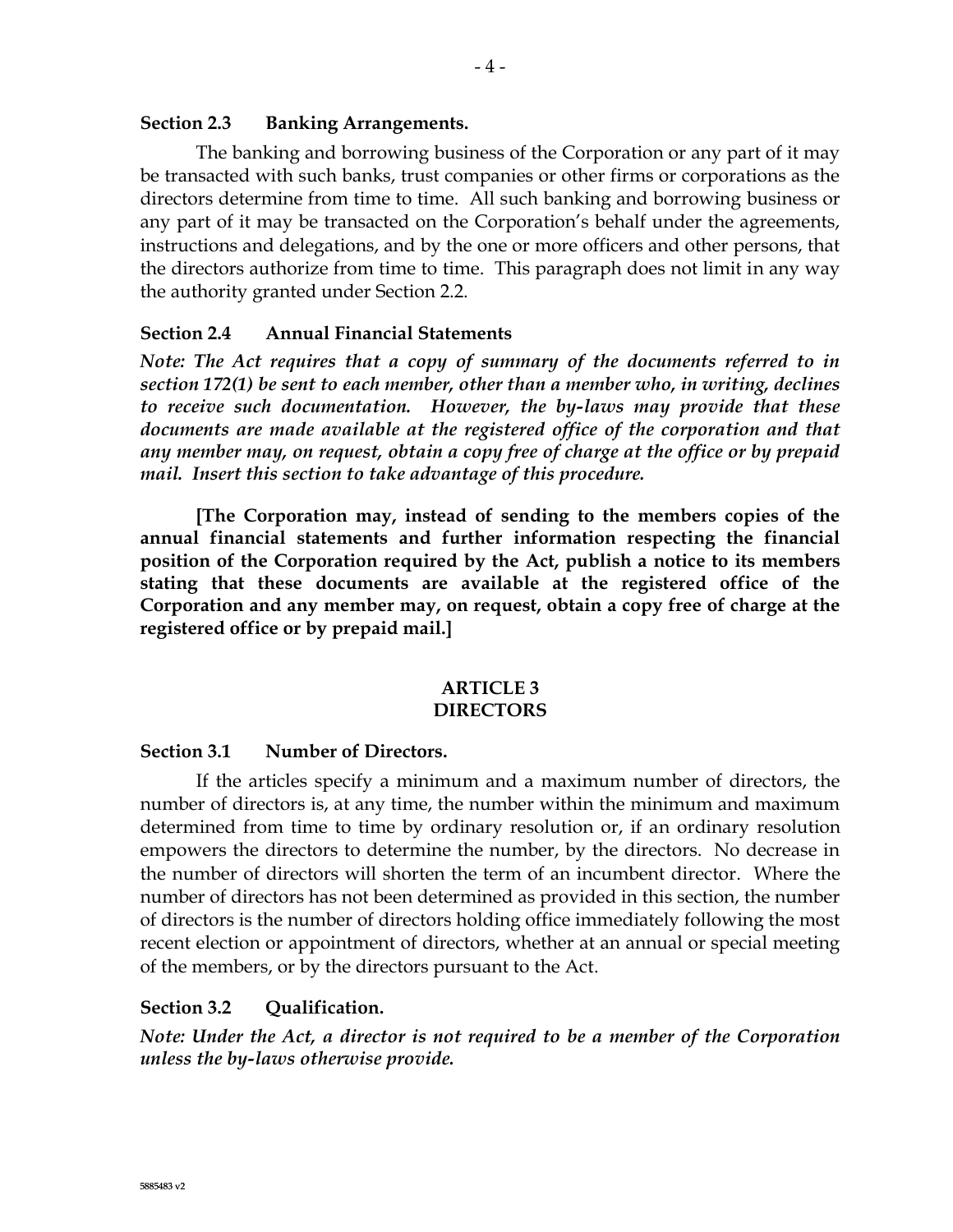### Section 2.3 Banking Arrangements.

The banking and borrowing business of the Corporation or any part of it may be transacted with such banks, trust companies or other firms or corporations as the directors determine from time to time. All such banking and borrowing business or any part of it may be transacted on the Corporation's behalf under the agreements, instructions and delegations, and by the one or more officers and other persons, that the directors authorize from time to time. This paragraph does not limit in any way the authority granted under Section 2.2.

### Section 2.4 Annual Financial Statements

***Note: The Act requires that a copy of summary of the documents referred to in section 172(1) be sent to each member, other than a member who, in writing, declines to receive such documentation. However, the by-laws may provide that these documents are made available at the registered office of the corporation and that any member may, on request, obtain a copy free of charge at the office or by prepaid mail. Insert this section to take advantage of this procedure.***

**[The Corporation may, instead of sending to the members copies of the annual financial statements and further information respecting the financial position of the Corporation required by the Act, publish a notice to its members stating that these documents are available at the registered office of the Corporation and any member may, on request, obtain a copy free of charge at the registered office or by prepaid mail.]**

## ARTICLE 3
## DIRECTORS

### Section 3.1 Number of Directors.

If the articles specify a minimum and a maximum number of directors, the number of directors is, at any time, the number within the minimum and maximum determined from time to time by ordinary resolution or, if an ordinary resolution empowers the directors to determine the number, by the directors. No decrease in the number of directors will shorten the term of an incumbent director. Where the number of directors has not been determined as provided in this section, the number of directors is the number of directors holding office immediately following the most recent election or appointment of directors, whether at an annual or special meeting of the members, or by the directors pursuant to the Act.

### Section 3.2 Qualification.

***Note: Under the Act, a director is not required to be a member of the Corporation unless the by-laws otherwise provide.***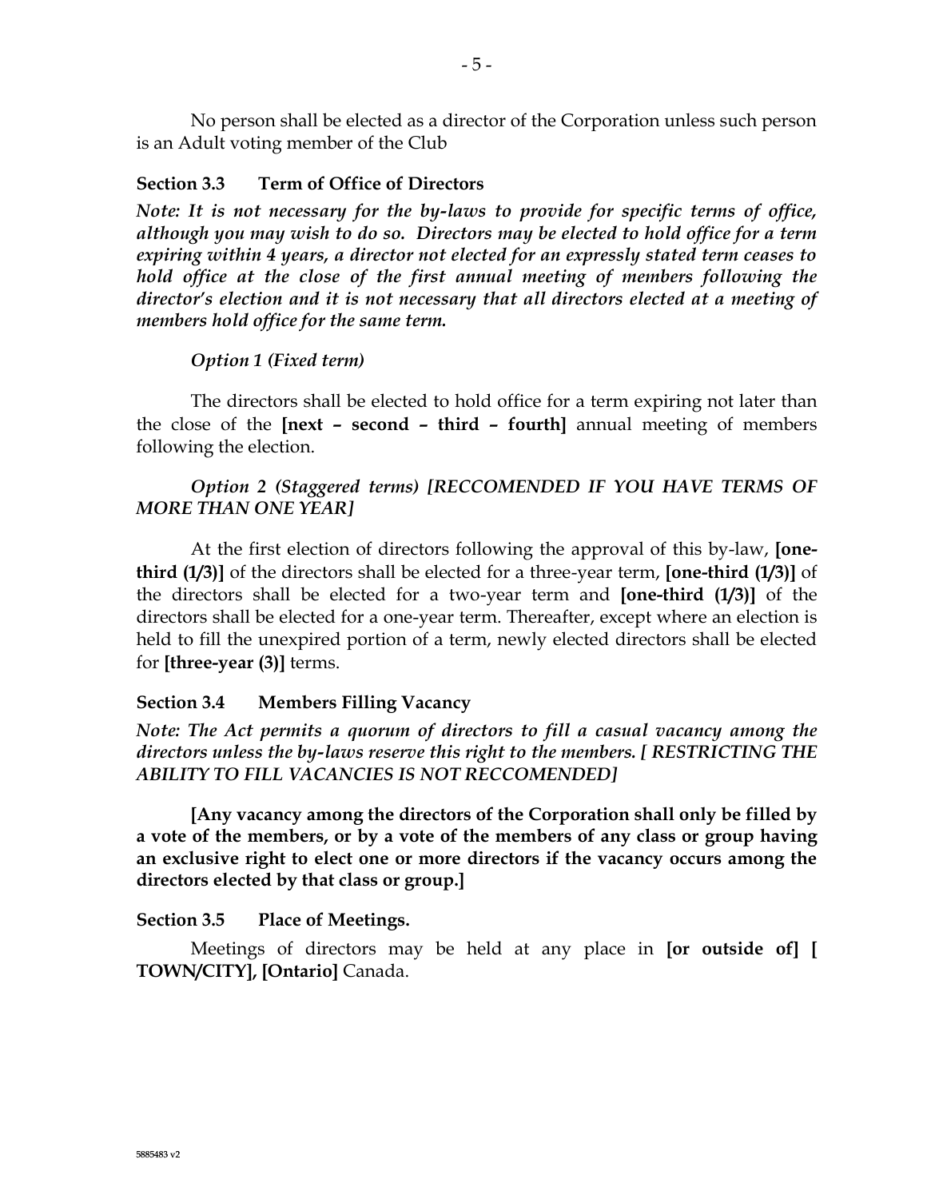No person shall be elected as a director of the Corporation unless such person is an Adult voting member of the Club

### Section 3.3 Term of Office of Directors

***Note: It is not necessary for the by-laws to provide for specific terms of office, although you may wish to do so. Directors may be elected to hold office for a term expiring within 4 years, a director not elected for an expressly stated term ceases to hold office at the close of the first annual meeting of members following the director's election and it is not necessary that all directors elected at a meeting of members hold office for the same term.***

*Option 1 (Fixed term)*

The directors shall be elected to hold office for a term expiring not later than the close of the **[next – second – third – fourth]** annual meeting of members following the election.

*Option 2 (Staggered terms) [RECCOMENDED IF YOU HAVE TERMS OF MORE THAN ONE YEAR]*

At the first election of directors following the approval of this by-law, **[one-third (1/3)]** of the directors shall be elected for a three-year term, **[one-third (1/3)]** of the directors shall be elected for a two-year term and **[one-third (1/3)]** of the directors shall be elected for a one-year term. Thereafter, except where an election is held to fill the unexpired portion of a term, newly elected directors shall be elected for **[three-year (3)]** terms.

### Section 3.4 Members Filling Vacancy

***Note: The Act permits a quorum of directors to fill a casual vacancy among the directors unless the by-laws reserve this right to the members. [ RESTRICTING THE ABILITY TO FILL VACANCIES IS NOT RECCOMENDED]***

**[Any vacancy among the directors of the Corporation shall only be filled by a vote of the members, or by a vote of the members of any class or group having an exclusive right to elect one or more directors if the vacancy occurs among the directors elected by that class or group.]**

### Section 3.5 Place of Meetings.

Meetings of directors may be held at any place in **[or outside of] [ TOWN/CITY], [Ontario]** Canada.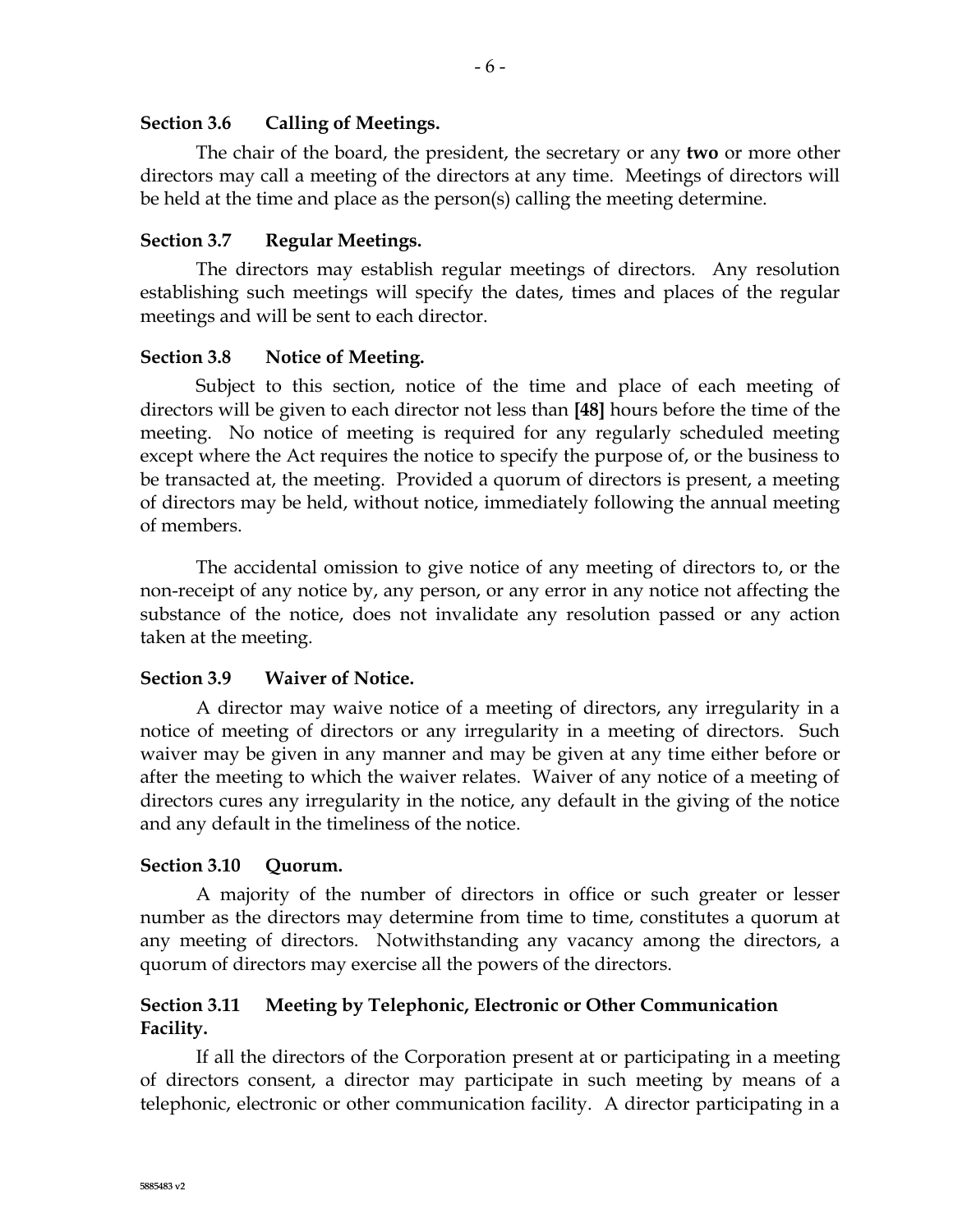### Section 3.6 Calling of Meetings.

The chair of the board, the president, the secretary or any **two** or more other directors may call a meeting of the directors at any time. Meetings of directors will be held at the time and place as the person(s) calling the meeting determine.

### Section 3.7 Regular Meetings.

The directors may establish regular meetings of directors. Any resolution establishing such meetings will specify the dates, times and places of the regular meetings and will be sent to each director.

### Section 3.8 Notice of Meeting.

Subject to this section, notice of the time and place of each meeting of directors will be given to each director not less than **[48]** hours before the time of the meeting. No notice of meeting is required for any regularly scheduled meeting except where the Act requires the notice to specify the purpose of, or the business to be transacted at, the meeting. Provided a quorum of directors is present, a meeting of directors may be held, without notice, immediately following the annual meeting of members.

The accidental omission to give notice of any meeting of directors to, or the non-receipt of any notice by, any person, or any error in any notice not affecting the substance of the notice, does not invalidate any resolution passed or any action taken at the meeting.

### Section 3.9 Waiver of Notice.

A director may waive notice of a meeting of directors, any irregularity in a notice of meeting of directors or any irregularity in a meeting of directors. Such waiver may be given in any manner and may be given at any time either before or after the meeting to which the waiver relates. Waiver of any notice of a meeting of directors cures any irregularity in the notice, any default in the giving of the notice and any default in the timeliness of the notice.

### Section 3.10 Quorum.

A majority of the number of directors in office or such greater or lesser number as the directors may determine from time to time, constitutes a quorum at any meeting of directors. Notwithstanding any vacancy among the directors, a quorum of directors may exercise all the powers of the directors.

### Section 3.11 Meeting by Telephonic, Electronic or Other Communication Facility.

If all the directors of the Corporation present at or participating in a meeting of directors consent, a director may participate in such meeting by means of a telephonic, electronic or other communication facility. A director participating in a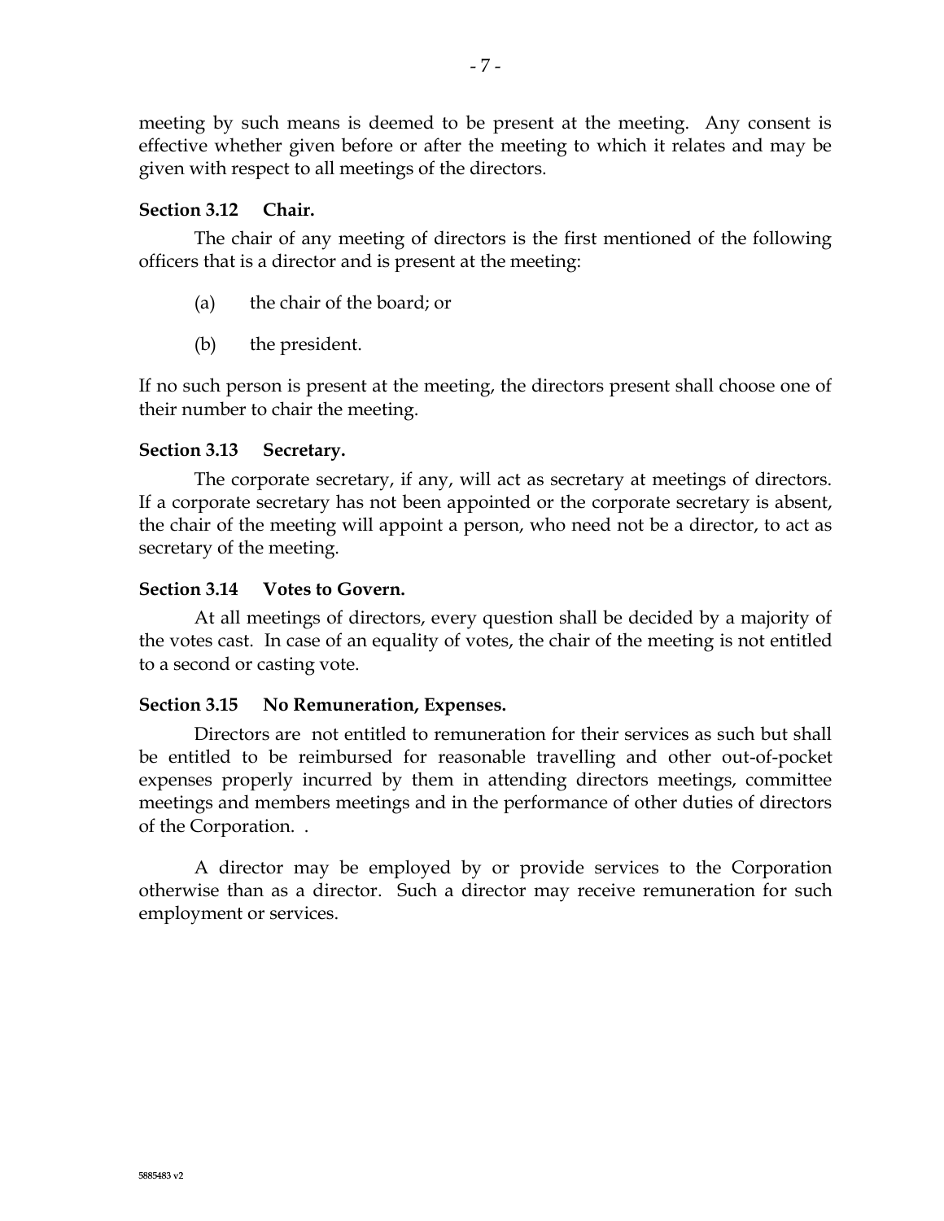meeting by such means is deemed to be present at the meeting. Any consent is effective whether given before or after the meeting to which it relates and may be given with respect to all meetings of the directors.

**Section 3.12 Chair.**

The chair of any meeting of directors is the first mentioned of the following officers that is a director and is present at the meeting:

(a) the chair of the board; or

(b) the president.

If no such person is present at the meeting, the directors present shall choose one of their number to chair the meeting.

**Section 3.13 Secretary.**

The corporate secretary, if any, will act as secretary at meetings of directors. If a corporate secretary has not been appointed or the corporate secretary is absent, the chair of the meeting will appoint a person, who need not be a director, to act as secretary of the meeting.

**Section 3.14 Votes to Govern.**

At all meetings of directors, every question shall be decided by a majority of the votes cast. In case of an equality of votes, the chair of the meeting is not entitled to a second or casting vote.

**Section 3.15 No Remuneration, Expenses.**

Directors are not entitled to remuneration for their services as such but shall be entitled to be reimbursed for reasonable travelling and other out-of-pocket expenses properly incurred by them in attending directors meetings, committee meetings and members meetings and in the performance of other duties of directors of the Corporation. .

A director may be employed by or provide services to the Corporation otherwise than as a director. Such a director may receive remuneration for such employment or services.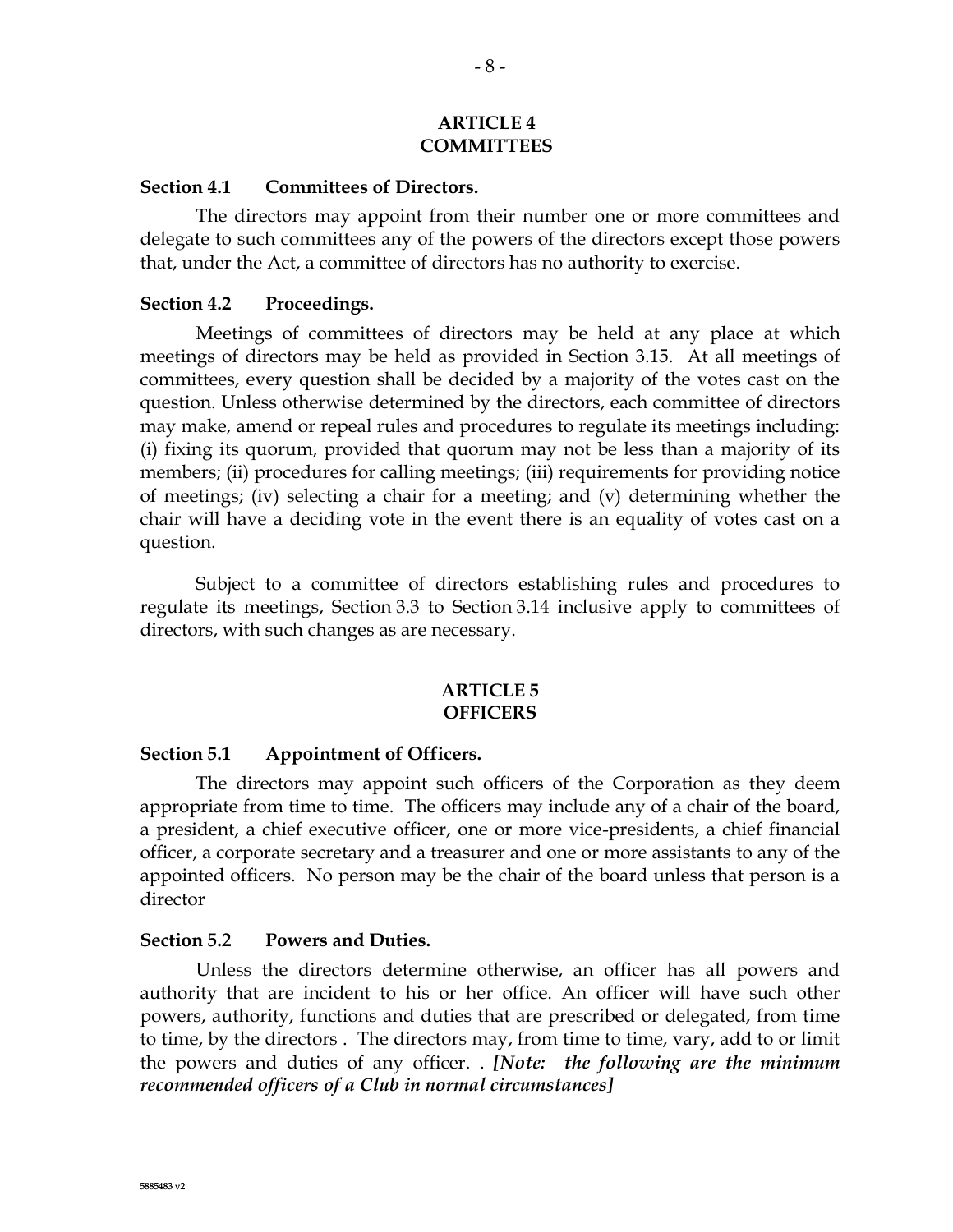## ARTICLE 4
## COMMITTEES

**Section 4.1 Committees of Directors.**

The directors may appoint from their number one or more committees and delegate to such committees any of the powers of the directors except those powers that, under the Act, a committee of directors has no authority to exercise.

**Section 4.2 Proceedings.**

Meetings of committees of directors may be held at any place at which meetings of directors may be held as provided in Section 3.15. At all meetings of committees, every question shall be decided by a majority of the votes cast on the question. Unless otherwise determined by the directors, each committee of directors may make, amend or repeal rules and procedures to regulate its meetings including: (i) fixing its quorum, provided that quorum may not be less than a majority of its members; (ii) procedures for calling meetings; (iii) requirements for providing notice of meetings; (iv) selecting a chair for a meeting; and (v) determining whether the chair will have a deciding vote in the event there is an equality of votes cast on a question.

Subject to a committee of directors establishing rules and procedures to regulate its meetings, Section 3.3 to Section 3.14 inclusive apply to committees of directors, with such changes as are necessary.

## ARTICLE 5
## OFFICERS

**Section 5.1 Appointment of Officers.**

The directors may appoint such officers of the Corporation as they deem appropriate from time to time. The officers may include any of a chair of the board, a president, a chief executive officer, one or more vice-presidents, a chief financial officer, a corporate secretary and a treasurer and one or more assistants to any of the appointed officers. No person may be the chair of the board unless that person is a director

**Section 5.2 Powers and Duties.**

Unless the directors determine otherwise, an officer has all powers and authority that are incident to his or her office. An officer will have such other powers, authority, functions and duties that are prescribed or delegated, from time to time, by the directors . The directors may, from time to time, vary, add to or limit the powers and duties of any officer. . ***[Note: the following are the minimum recommended officers of a Club in normal circumstances]***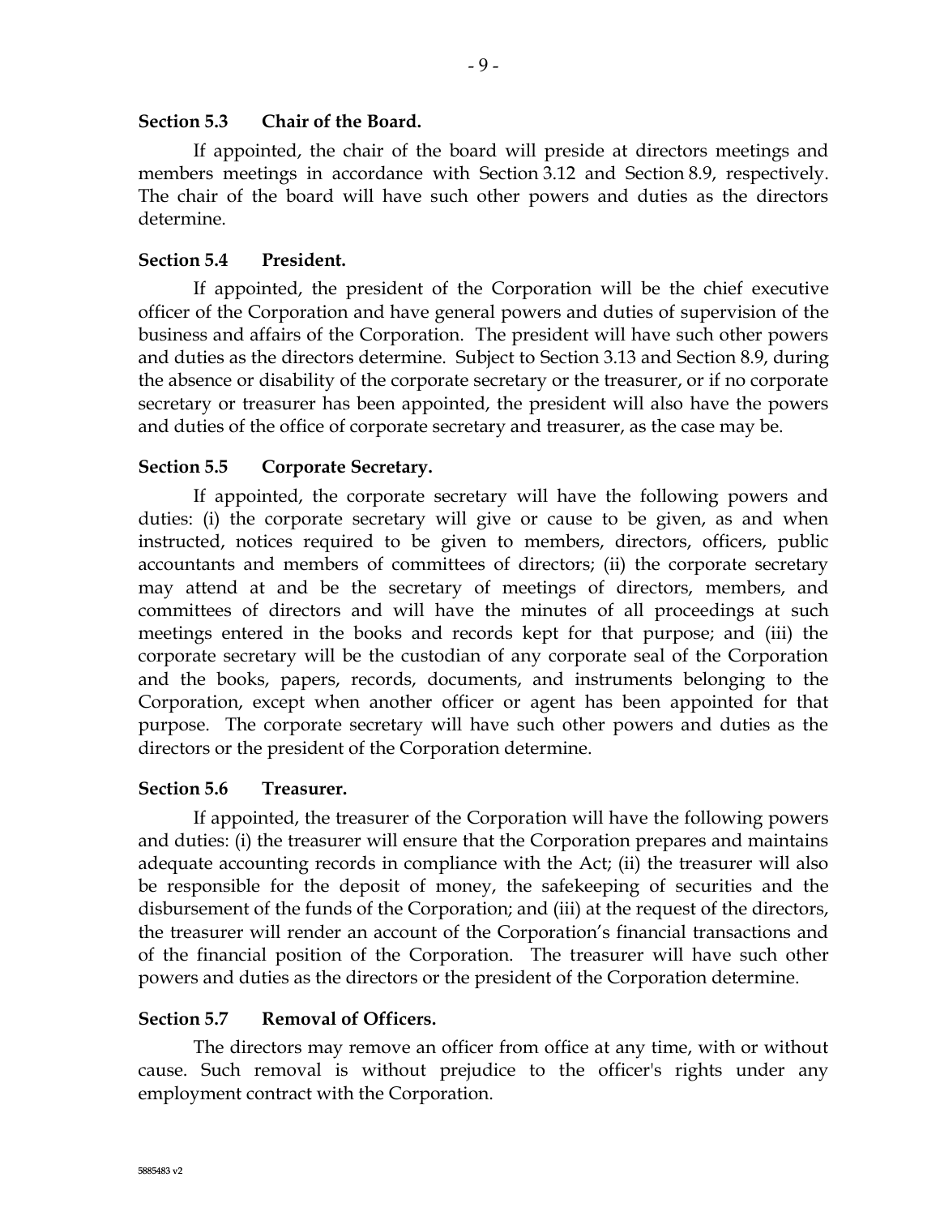**Section 5.3 Chair of the Board.**

If appointed, the chair of the board will preside at directors meetings and members meetings in accordance with Section 3.12 and Section 8.9, respectively. The chair of the board will have such other powers and duties as the directors determine.

**Section 5.4 President.**

If appointed, the president of the Corporation will be the chief executive officer of the Corporation and have general powers and duties of supervision of the business and affairs of the Corporation. The president will have such other powers and duties as the directors determine. Subject to Section 3.13 and Section 8.9, during the absence or disability of the corporate secretary or the treasurer, or if no corporate secretary or treasurer has been appointed, the president will also have the powers and duties of the office of corporate secretary and treasurer, as the case may be.

**Section 5.5 Corporate Secretary.**

If appointed, the corporate secretary will have the following powers and duties: (i) the corporate secretary will give or cause to be given, as and when instructed, notices required to be given to members, directors, officers, public accountants and members of committees of directors; (ii) the corporate secretary may attend at and be the secretary of meetings of directors, members, and committees of directors and will have the minutes of all proceedings at such meetings entered in the books and records kept for that purpose; and (iii) the corporate secretary will be the custodian of any corporate seal of the Corporation and the books, papers, records, documents, and instruments belonging to the Corporation, except when another officer or agent has been appointed for that purpose. The corporate secretary will have such other powers and duties as the directors or the president of the Corporation determine.

**Section 5.6 Treasurer.**

If appointed, the treasurer of the Corporation will have the following powers and duties: (i) the treasurer will ensure that the Corporation prepares and maintains adequate accounting records in compliance with the Act; (ii) the treasurer will also be responsible for the deposit of money, the safekeeping of securities and the disbursement of the funds of the Corporation; and (iii) at the request of the directors, the treasurer will render an account of the Corporation's financial transactions and of the financial position of the Corporation. The treasurer will have such other powers and duties as the directors or the president of the Corporation determine.

**Section 5.7 Removal of Officers.**

The directors may remove an officer from office at any time, with or without cause. Such removal is without prejudice to the officer's rights under any employment contract with the Corporation.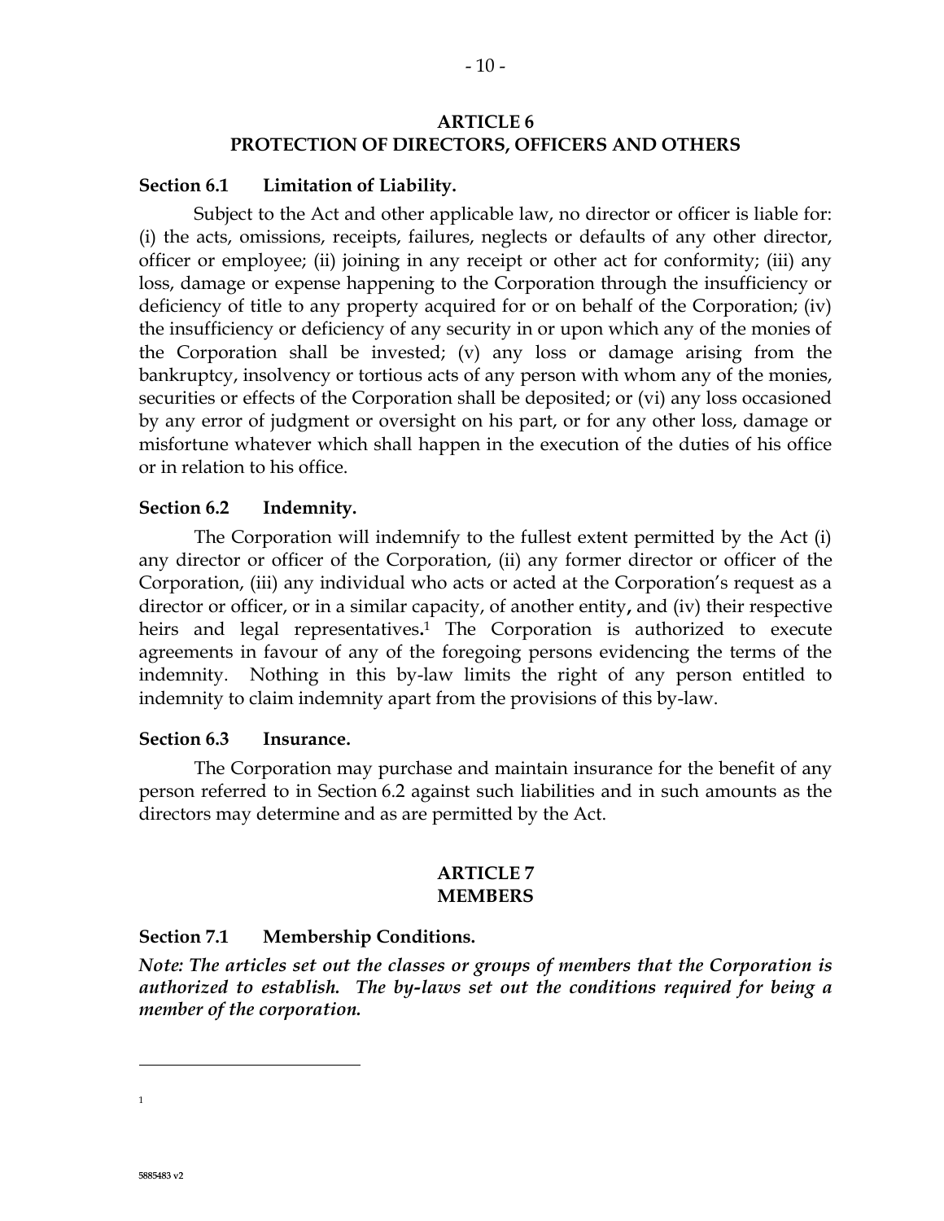## ARTICLE 6
## PROTECTION OF DIRECTORS, OFFICERS AND OTHERS

**Section 6.1 Limitation of Liability.**

Subject to the Act and other applicable law, no director or officer is liable for: (i) the acts, omissions, receipts, failures, neglects or defaults of any other director, officer or employee; (ii) joining in any receipt or other act for conformity; (iii) any loss, damage or expense happening to the Corporation through the insufficiency or deficiency of title to any property acquired for or on behalf of the Corporation; (iv) the insufficiency or deficiency of any security in or upon which any of the monies of the Corporation shall be invested; (v) any loss or damage arising from the bankruptcy, insolvency or tortious acts of any person with whom any of the monies, securities or effects of the Corporation shall be deposited; or (vi) any loss occasioned by any error of judgment or oversight on his part, or for any other loss, damage or misfortune whatever which shall happen in the execution of the duties of his office or in relation to his office.

**Section 6.2 Indemnity.**

The Corporation will indemnify to the fullest extent permitted by the Act (i) any director or officer of the Corporation, (ii) any former director or officer of the Corporation, (iii) any individual who acts or acted at the Corporation's request as a director or officer, or in a similar capacity, of another entity, and (iv) their respective heirs and legal representatives.[1] The Corporation is authorized to execute agreements in favour of any of the foregoing persons evidencing the terms of the indemnity. Nothing in this by-law limits the right of any person entitled to indemnity to claim indemnity apart from the provisions of this by-law.

**Section 6.3 Insurance.**

The Corporation may purchase and maintain insurance for the benefit of any person referred to in Section 6.2 against such liabilities and in such amounts as the directors may determine and as are permitted by the Act.

## ARTICLE 7
## MEMBERS

**Section 7.1 Membership Conditions.**

***Note: The articles set out the classes or groups of members that the Corporation is authorized to establish. The by-laws set out the conditions required for being a member of the corporation.***

[1]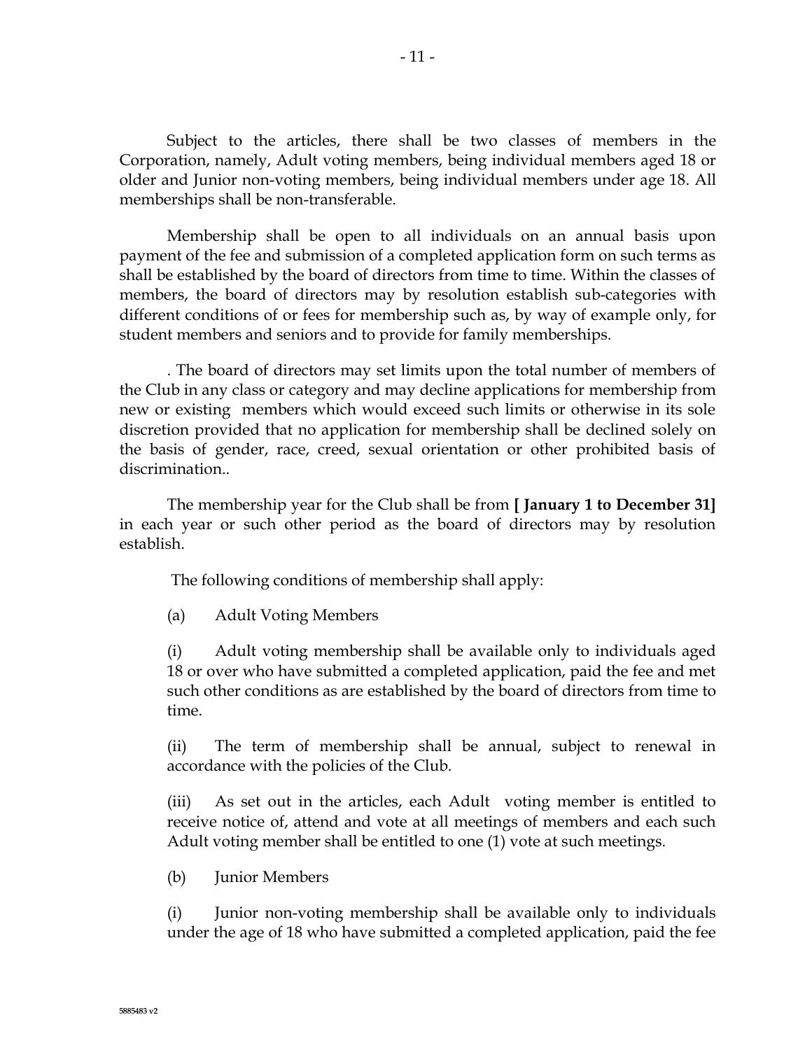Subject to the articles, there shall be two classes of members in the Corporation, namely, Adult voting members, being individual members aged 18 or older and Junior non-voting members, being individual members under age 18. All memberships shall be non-transferable.

Membership shall be open to all individuals on an annual basis upon payment of the fee and submission of a completed application form on such terms as shall be established by the board of directors from time to time. Within the classes of members, the board of directors may by resolution establish sub-categories with different conditions of or fees for membership such as, by way of example only, for student members and seniors and to provide for family memberships.

. The board of directors may set limits upon the total number of members of the Club in any class or category and may decline applications for membership from new or existing members which would exceed such limits or otherwise in its sole discretion provided that no application for membership shall be declined solely on the basis of gender, race, creed, sexual orientation or other prohibited basis of discrimination..

The membership year for the Club shall be from **[ January 1 to December 31]** in each year or such other period as the board of directors may by resolution establish.

The following conditions of membership shall apply:

(a) Adult Voting Members

(i) Adult voting membership shall be available only to individuals aged 18 or over who have submitted a completed application, paid the fee and met such other conditions as are established by the board of directors from time to time.

(ii) The term of membership shall be annual, subject to renewal in accordance with the policies of the Club.

(iii) As set out in the articles, each Adult voting member is entitled to receive notice of, attend and vote at all meetings of members and each such Adult voting member shall be entitled to one (1) vote at such meetings.

(b) Junior Members

(i) Junior non-voting membership shall be available only to individuals under the age of 18 who have submitted a completed application, paid the fee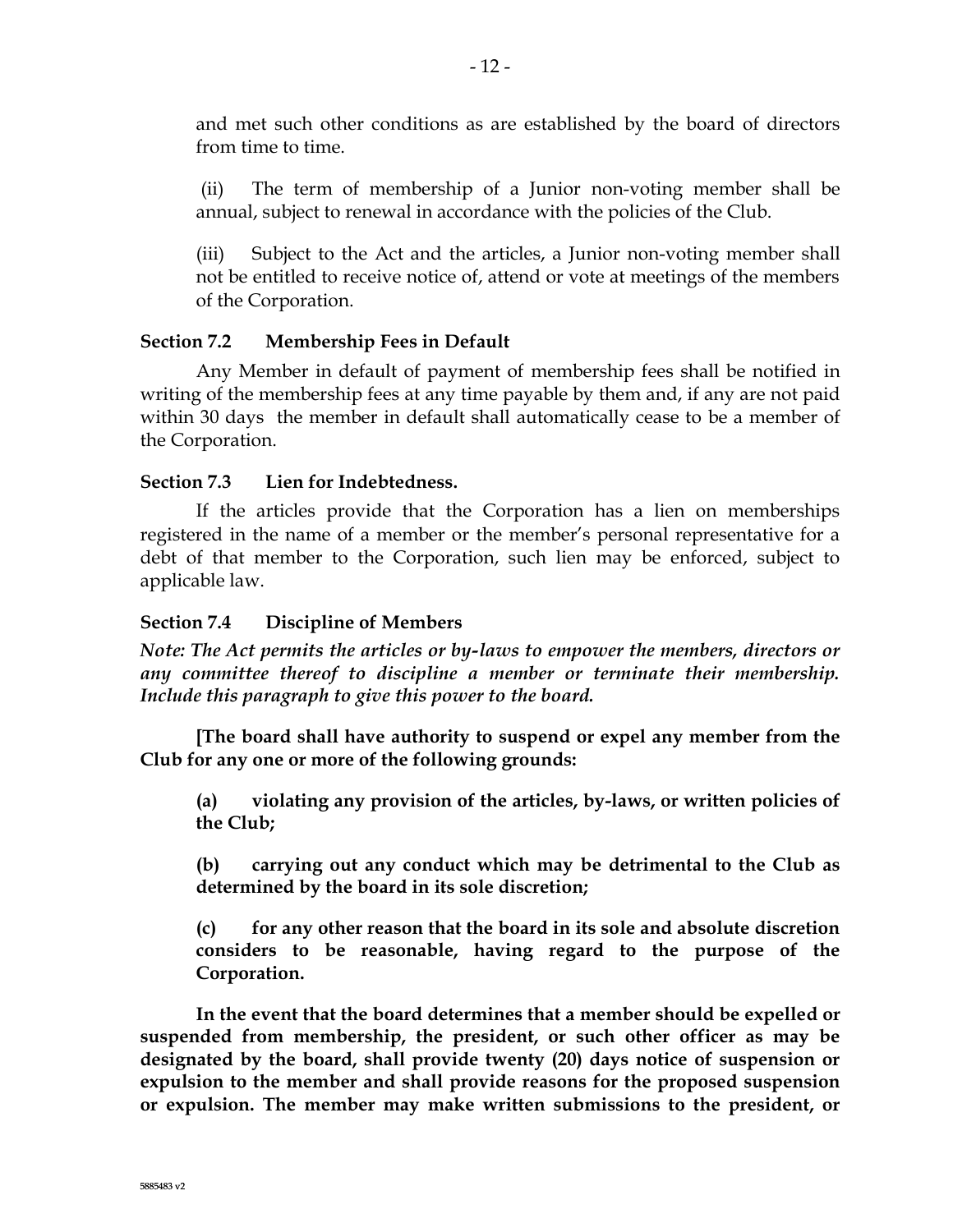and met such other conditions as are established by the board of directors from time to time.

(ii) The term of membership of a Junior non-voting member shall be annual, subject to renewal in accordance with the policies of the Club.

(iii) Subject to the Act and the articles, a Junior non-voting member shall not be entitled to receive notice of, attend or vote at meetings of the members of the Corporation.

**Section 7.2 Membership Fees in Default**

Any Member in default of payment of membership fees shall be notified in writing of the membership fees at any time payable by them and, if any are not paid within 30 days the member in default shall automatically cease to be a member of the Corporation.

**Section 7.3 Lien for Indebtedness.**

If the articles provide that the Corporation has a lien on memberships registered in the name of a member or the member's personal representative for a debt of that member to the Corporation, such lien may be enforced, subject to applicable law.

**Section 7.4 Discipline of Members**

***Note: The Act permits the articles or by-laws to empower the members, directors or any committee thereof to discipline a member or terminate their membership. Include this paragraph to give this power to the board.***

**[The board shall have authority to suspend or expel any member from the Club for any one or more of the following grounds:**

**(a) violating any provision of the articles, by-laws, or written policies of the Club;**

**(b) carrying out any conduct which may be detrimental to the Club as determined by the board in its sole discretion;**

**(c) for any other reason that the board in its sole and absolute discretion considers to be reasonable, having regard to the purpose of the Corporation.**

**In the event that the board determines that a member should be expelled or suspended from membership, the president, or such other officer as may be designated by the board, shall provide twenty (20) days notice of suspension or expulsion to the member and shall provide reasons for the proposed suspension or expulsion. The member may make written submissions to the president, or**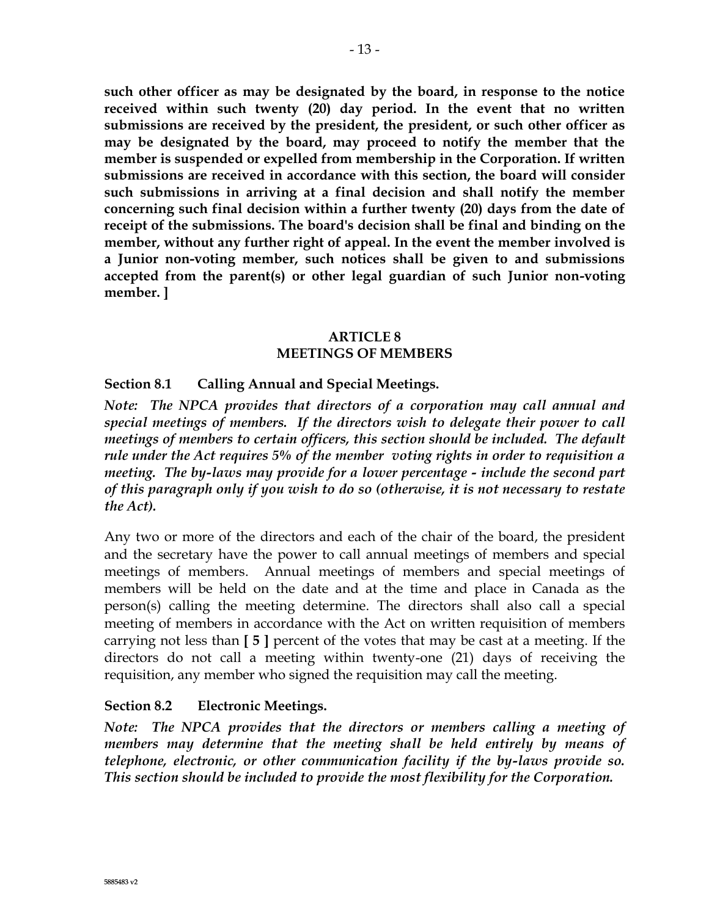**such other officer as may be designated by the board, in response to the notice received within such twenty (20) day period. In the event that no written submissions are received by the president, the president, or such other officer as may be designated by the board, may proceed to notify the member that the member is suspended or expelled from membership in the Corporation. If written submissions are received in accordance with this section, the board will consider such submissions in arriving at a final decision and shall notify the member concerning such final decision within a further twenty (20) days from the date of receipt of the submissions. The board's decision shall be final and binding on the member, without any further right of appeal. In the event the member involved is a Junior non-voting member, such notices shall be given to and submissions accepted from the parent(s) or other legal guardian of such Junior non-voting member. ]**

## ARTICLE 8
## MEETINGS OF MEMBERS

### Section 8.1 Calling Annual and Special Meetings.

***Note: The NPCA provides that directors of a corporation may call annual and special meetings of members. If the directors wish to delegate their power to call meetings of members to certain officers, this section should be included. The default rule under the Act requires 5% of the member voting rights in order to requisition a meeting. The by-laws may provide for a lower percentage - include the second part of this paragraph only if you wish to do so (otherwise, it is not necessary to restate the Act).***

Any two or more of the directors and each of the chair of the board, the president and the secretary have the power to call annual meetings of members and special meetings of members. Annual meetings of members and special meetings of members will be held on the date and at the time and place in Canada as the person(s) calling the meeting determine. The directors shall also call a special meeting of members in accordance with the Act on written requisition of members carrying not less than **[ 5 ]** percent of the votes that may be cast at a meeting. If the directors do not call a meeting within twenty-one (21) days of receiving the requisition, any member who signed the requisition may call the meeting.

### Section 8.2 Electronic Meetings.

***Note: The NPCA provides that the directors or members calling a meeting of members may determine that the meeting shall be held entirely by means of telephone, electronic, or other communication facility if the by-laws provide so. This section should be included to provide the most flexibility for the Corporation.***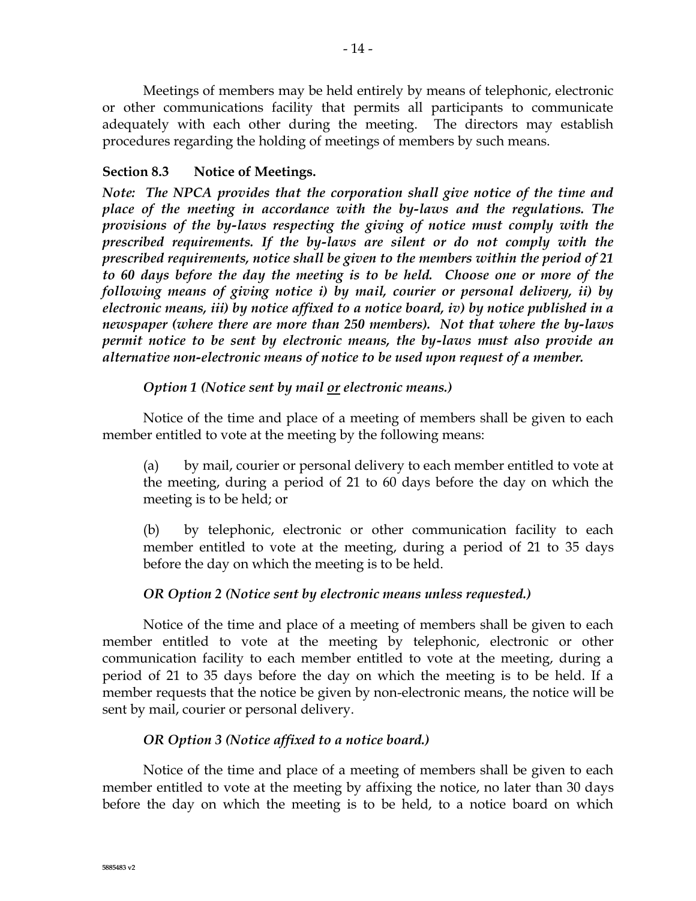Meetings of members may be held entirely by means of telephonic, electronic or other communications facility that permits all participants to communicate adequately with each other during the meeting. The directors may establish procedures regarding the holding of meetings of members by such means.

**Section 8.3 Notice of Meetings.**

***Note: The NPCA provides that the corporation shall give notice of the time and place of the meeting in accordance with the by-laws and the regulations. The provisions of the by-laws respecting the giving of notice must comply with the prescribed requirements. If the by-laws are silent or do not comply with the prescribed requirements, notice shall be given to the members within the period of 21 to 60 days before the day the meeting is to be held. Choose one or more of the following means of giving notice i) by mail, courier or personal delivery, ii) by electronic means, iii) by notice affixed to a notice board, iv) by notice published in a newspaper (where there are more than 250 members). Not that where the by-laws permit notice to be sent by electronic means, the by-laws must also provide an alternative non-electronic means of notice to be used upon request of a member.***

*Option 1 (Notice sent by mail <u>or</u> electronic means.)*

Notice of the time and place of a meeting of members shall be given to each member entitled to vote at the meeting by the following means:

(a) by mail, courier or personal delivery to each member entitled to vote at the meeting, during a period of 21 to 60 days before the day on which the meeting is to be held; or

(b) by telephonic, electronic or other communication facility to each member entitled to vote at the meeting, during a period of 21 to 35 days before the day on which the meeting is to be held.

*OR Option 2 (Notice sent by electronic means unless requested.)*

Notice of the time and place of a meeting of members shall be given to each member entitled to vote at the meeting by telephonic, electronic or other communication facility to each member entitled to vote at the meeting, during a period of 21 to 35 days before the day on which the meeting is to be held. If a member requests that the notice be given by non-electronic means, the notice will be sent by mail, courier or personal delivery.

*OR Option 3 (Notice affixed to a notice board.)*

Notice of the time and place of a meeting of members shall be given to each member entitled to vote at the meeting by affixing the notice, no later than 30 days before the day on which the meeting is to be held, to a notice board on which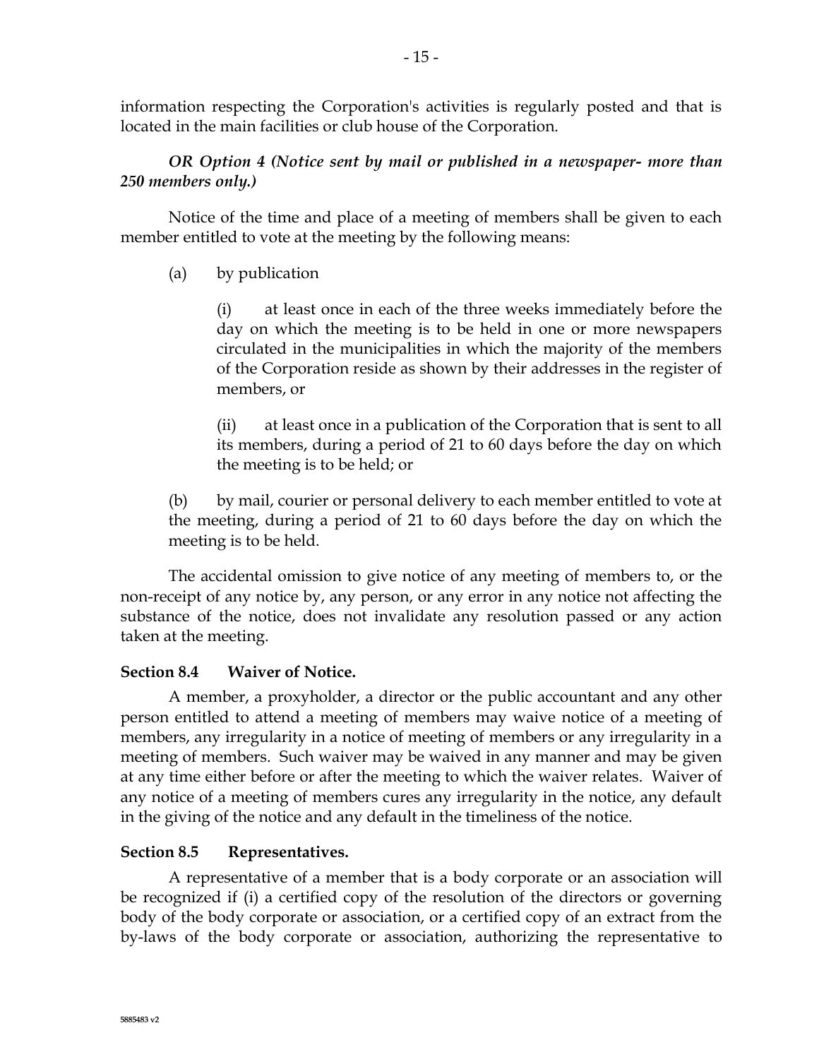information respecting the Corporation's activities is regularly posted and that is located in the main facilities or club house of the Corporation.

***OR Option 4 (Notice sent by mail or published in a newspaper- more than 250 members only.)***

Notice of the time and place of a meeting of members shall be given to each member entitled to vote at the meeting by the following means:

(a) by publication

(i) at least once in each of the three weeks immediately before the day on which the meeting is to be held in one or more newspapers circulated in the municipalities in which the majority of the members of the Corporation reside as shown by their addresses in the register of members, or

(ii) at least once in a publication of the Corporation that is sent to all its members, during a period of 21 to 60 days before the day on which the meeting is to be held; or

(b) by mail, courier or personal delivery to each member entitled to vote at the meeting, during a period of 21 to 60 days before the day on which the meeting is to be held.

The accidental omission to give notice of any meeting of members to, or the non-receipt of any notice by, any person, or any error in any notice not affecting the substance of the notice, does not invalidate any resolution passed or any action taken at the meeting.

**Section 8.4 Waiver of Notice.**

A member, a proxyholder, a director or the public accountant and any other person entitled to attend a meeting of members may waive notice of a meeting of members, any irregularity in a notice of meeting of members or any irregularity in a meeting of members. Such waiver may be waived in any manner and may be given at any time either before or after the meeting to which the waiver relates. Waiver of any notice of a meeting of members cures any irregularity in the notice, any default in the giving of the notice and any default in the timeliness of the notice.

**Section 8.5 Representatives.**

A representative of a member that is a body corporate or an association will be recognized if (i) a certified copy of the resolution of the directors or governing body of the body corporate or association, or a certified copy of an extract from the by-laws of the body corporate or association, authorizing the representative to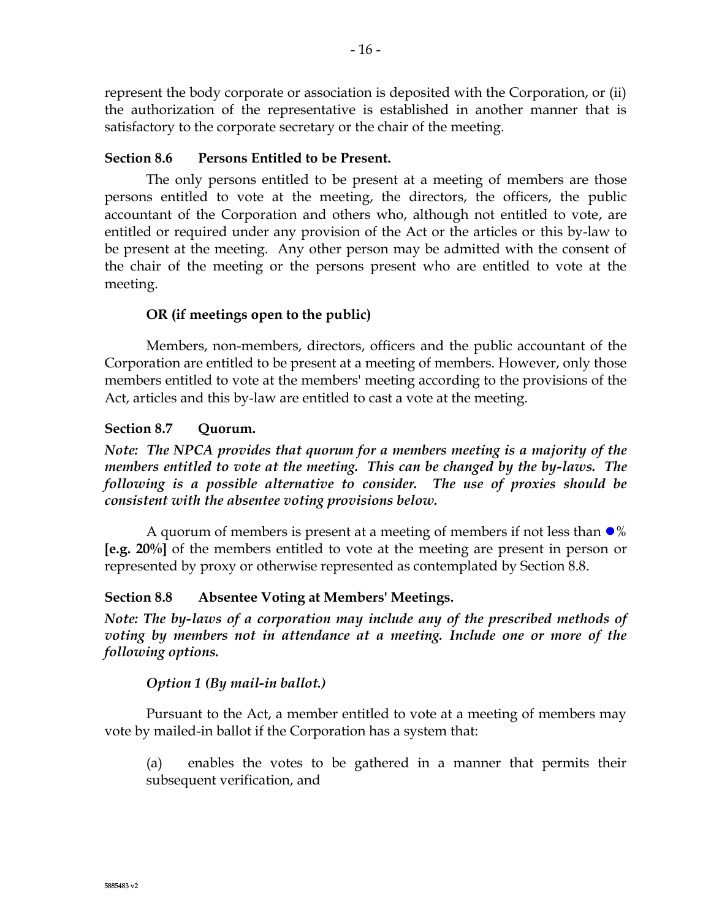represent the body corporate or association is deposited with the Corporation, or (ii) the authorization of the representative is established in another manner that is satisfactory to the corporate secretary or the chair of the meeting.

**Section 8.6 Persons Entitled to be Present.**

The only persons entitled to be present at a meeting of members are those persons entitled to vote at the meeting, the directors, the officers, the public accountant of the Corporation and others who, although not entitled to vote, are entitled or required under any provision of the Act or the articles or this by-law to be present at the meeting. Any other person may be admitted with the consent of the chair of the meeting or the persons present who are entitled to vote at the meeting.

**OR (if meetings open to the public)**

Members, non-members, directors, officers and the public accountant of the Corporation are entitled to be present at a meeting of members. However, only those members entitled to vote at the members' meeting according to the provisions of the Act, articles and this by-law are entitled to cast a vote at the meeting.

**Section 8.7 Quorum.**

***Note: The NPCA provides that quorum for a members meeting is a majority of the members entitled to vote at the meeting. This can be changed by the by-laws. The following is a possible alternative to consider. The use of proxies should be consistent with the absentee voting provisions below.***

A quorum of members is present at a meeting of members if not less than ●% **[e.g. 20%]** of the members entitled to vote at the meeting are present in person or represented by proxy or otherwise represented as contemplated by Section 8.8.

**Section 8.8 Absentee Voting at Members' Meetings.**

***Note: The by-laws of a corporation may include any of the prescribed methods of voting by members not in attendance at a meeting. Include one or more of the following options.***

***Option 1 (By mail-in ballot.)***

Pursuant to the Act, a member entitled to vote at a meeting of members may vote by mailed-in ballot if the Corporation has a system that:

(a) enables the votes to be gathered in a manner that permits their subsequent verification, and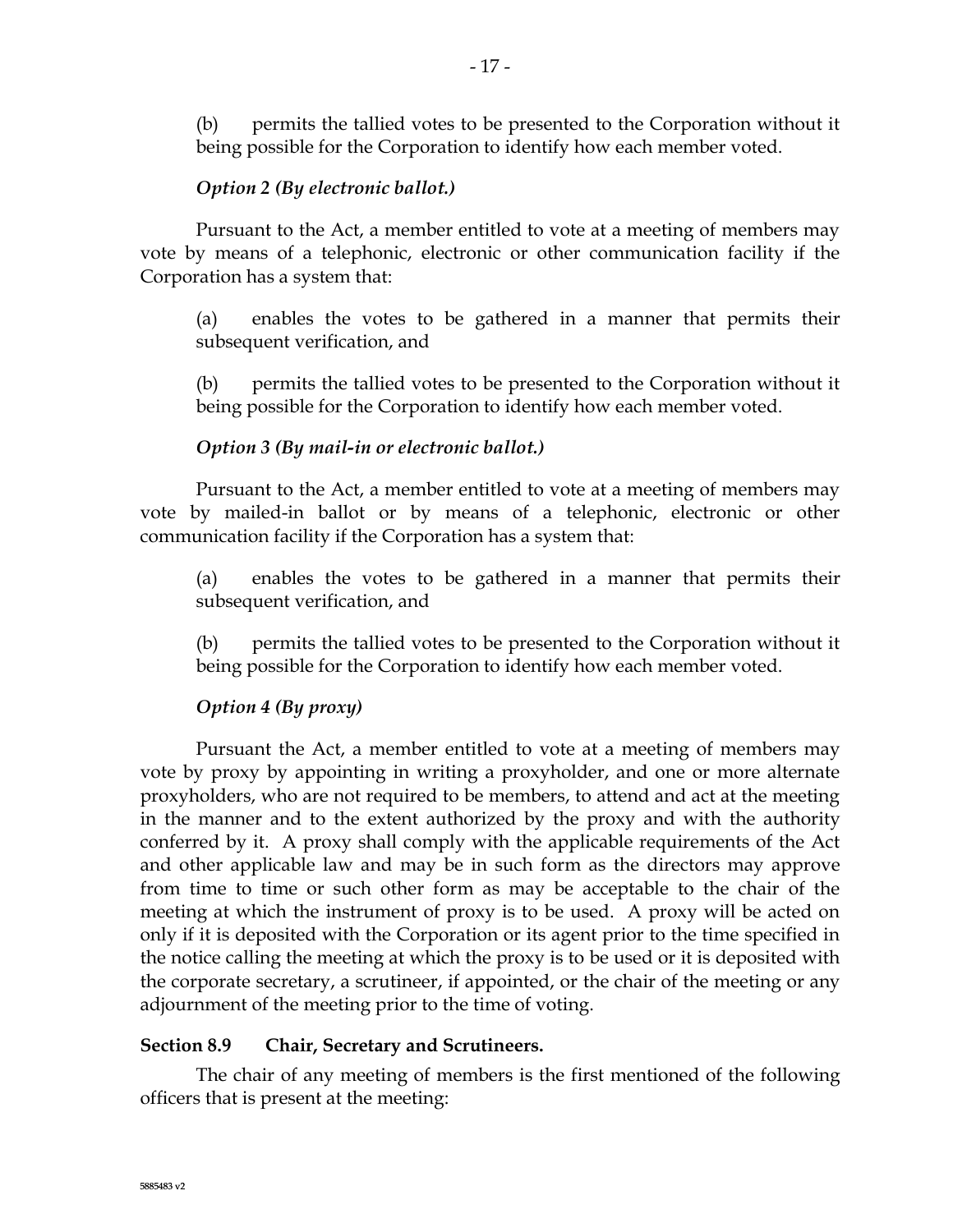(b) permits the tallied votes to be presented to the Corporation without it being possible for the Corporation to identify how each member voted.

*Option 2 (By electronic ballot.)*

Pursuant to the Act, a member entitled to vote at a meeting of members may vote by means of a telephonic, electronic or other communication facility if the Corporation has a system that:

(a) enables the votes to be gathered in a manner that permits their subsequent verification, and

(b) permits the tallied votes to be presented to the Corporation without it being possible for the Corporation to identify how each member voted.

*Option 3 (By mail-in or electronic ballot.)*

Pursuant to the Act, a member entitled to vote at a meeting of members may vote by mailed-in ballot or by means of a telephonic, electronic or other communication facility if the Corporation has a system that:

(a) enables the votes to be gathered in a manner that permits their subsequent verification, and

(b) permits the tallied votes to be presented to the Corporation without it being possible for the Corporation to identify how each member voted.

*Option 4 (By proxy)*

Pursuant the Act, a member entitled to vote at a meeting of members may vote by proxy by appointing in writing a proxyholder, and one or more alternate proxyholders, who are not required to be members, to attend and act at the meeting in the manner and to the extent authorized by the proxy and with the authority conferred by it. A proxy shall comply with the applicable requirements of the Act and other applicable law and may be in such form as the directors may approve from time to time or such other form as may be acceptable to the chair of the meeting at which the instrument of proxy is to be used. A proxy will be acted on only if it is deposited with the Corporation or its agent prior to the time specified in the notice calling the meeting at which the proxy is to be used or it is deposited with the corporate secretary, a scrutineer, if appointed, or the chair of the meeting or any adjournment of the meeting prior to the time of voting.

**Section 8.9 Chair, Secretary and Scrutineers.**

The chair of any meeting of members is the first mentioned of the following officers that is present at the meeting: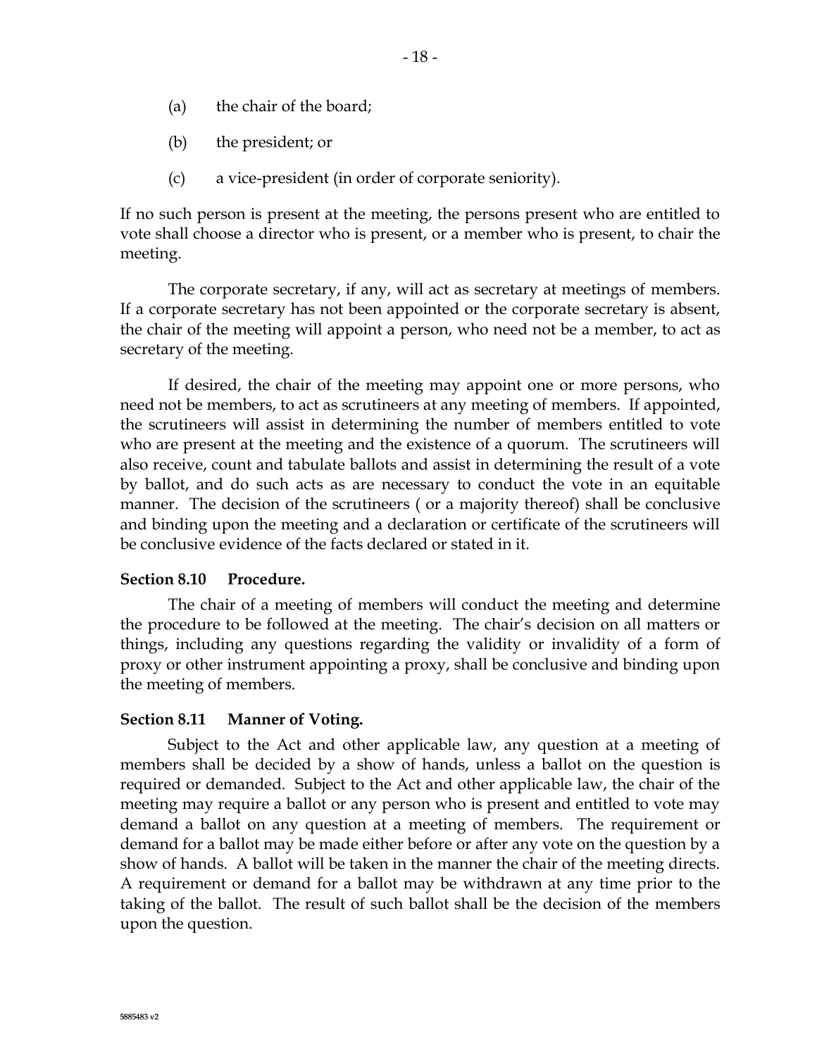(a) the chair of the board;

(b) the president; or

(c) a vice-president (in order of corporate seniority).

If no such person is present at the meeting, the persons present who are entitled to vote shall choose a director who is present, or a member who is present, to chair the meeting.

The corporate secretary, if any, will act as secretary at meetings of members. If a corporate secretary has not been appointed or the corporate secretary is absent, the chair of the meeting will appoint a person, who need not be a member, to act as secretary of the meeting.

If desired, the chair of the meeting may appoint one or more persons, who need not be members, to act as scrutineers at any meeting of members. If appointed, the scrutineers will assist in determining the number of members entitled to vote who are present at the meeting and the existence of a quorum. The scrutineers will also receive, count and tabulate ballots and assist in determining the result of a vote by ballot, and do such acts as are necessary to conduct the vote in an equitable manner. The decision of the scrutineers ( or a majority thereof) shall be conclusive and binding upon the meeting and a declaration or certificate of the scrutineers will be conclusive evidence of the facts declared or stated in it.

**Section 8.10 Procedure.**

The chair of a meeting of members will conduct the meeting and determine the procedure to be followed at the meeting. The chair's decision on all matters or things, including any questions regarding the validity or invalidity of a form of proxy or other instrument appointing a proxy, shall be conclusive and binding upon the meeting of members.

**Section 8.11 Manner of Voting.**

Subject to the Act and other applicable law, any question at a meeting of members shall be decided by a show of hands, unless a ballot on the question is required or demanded. Subject to the Act and other applicable law, the chair of the meeting may require a ballot or any person who is present and entitled to vote may demand a ballot on any question at a meeting of members. The requirement or demand for a ballot may be made either before or after any vote on the question by a show of hands. A ballot will be taken in the manner the chair of the meeting directs. A requirement or demand for a ballot may be withdrawn at any time prior to the taking of the ballot. The result of such ballot shall be the decision of the members upon the question.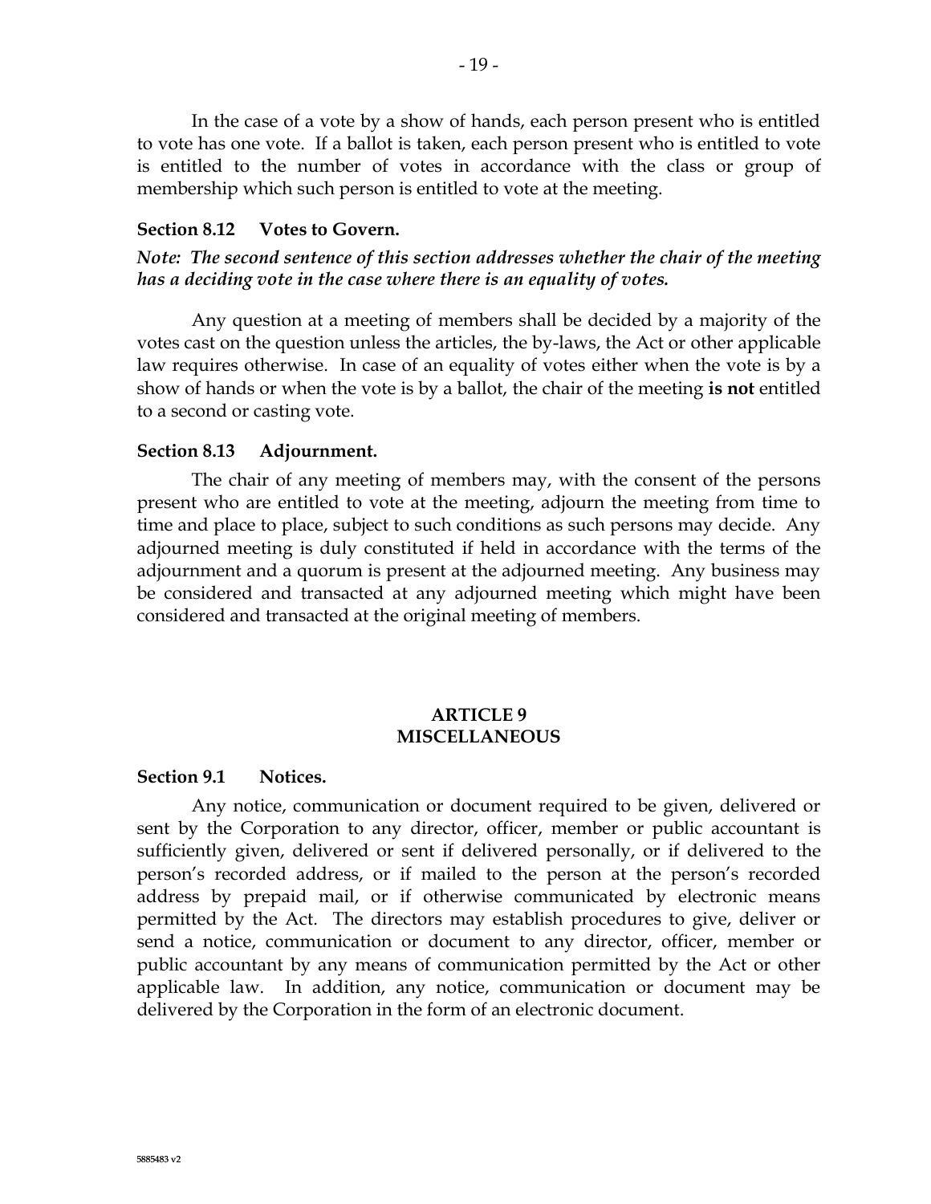In the case of a vote by a show of hands, each person present who is entitled to vote has one vote. If a ballot is taken, each person present who is entitled to vote is entitled to the number of votes in accordance with the class or group of membership which such person is entitled to vote at the meeting.

### Section 8.12 Votes to Govern.

***Note: The second sentence of this section addresses whether the chair of the meeting has a deciding vote in the case where there is an equality of votes.***

Any question at a meeting of members shall be decided by a majority of the votes cast on the question unless the articles, the by-laws, the Act or other applicable law requires otherwise. In case of an equality of votes either when the vote is by a show of hands or when the vote is by a ballot, the chair of the meeting **is not** entitled to a second or casting vote.

### Section 8.13 Adjournment.

The chair of any meeting of members may, with the consent of the persons present who are entitled to vote at the meeting, adjourn the meeting from time to time and place to place, subject to such conditions as such persons may decide. Any adjourned meeting is duly constituted if held in accordance with the terms of the adjournment and a quorum is present at the adjourned meeting. Any business may be considered and transacted at any adjourned meeting which might have been considered and transacted at the original meeting of members.

## ARTICLE 9
## MISCELLANEOUS

### Section 9.1 Notices.

Any notice, communication or document required to be given, delivered or sent by the Corporation to any director, officer, member or public accountant is sufficiently given, delivered or sent if delivered personally, or if delivered to the person's recorded address, or if mailed to the person at the person's recorded address by prepaid mail, or if otherwise communicated by electronic means permitted by the Act. The directors may establish procedures to give, deliver or send a notice, communication or document to any director, officer, member or public accountant by any means of communication permitted by the Act or other applicable law. In addition, any notice, communication or document may be delivered by the Corporation in the form of an electronic document.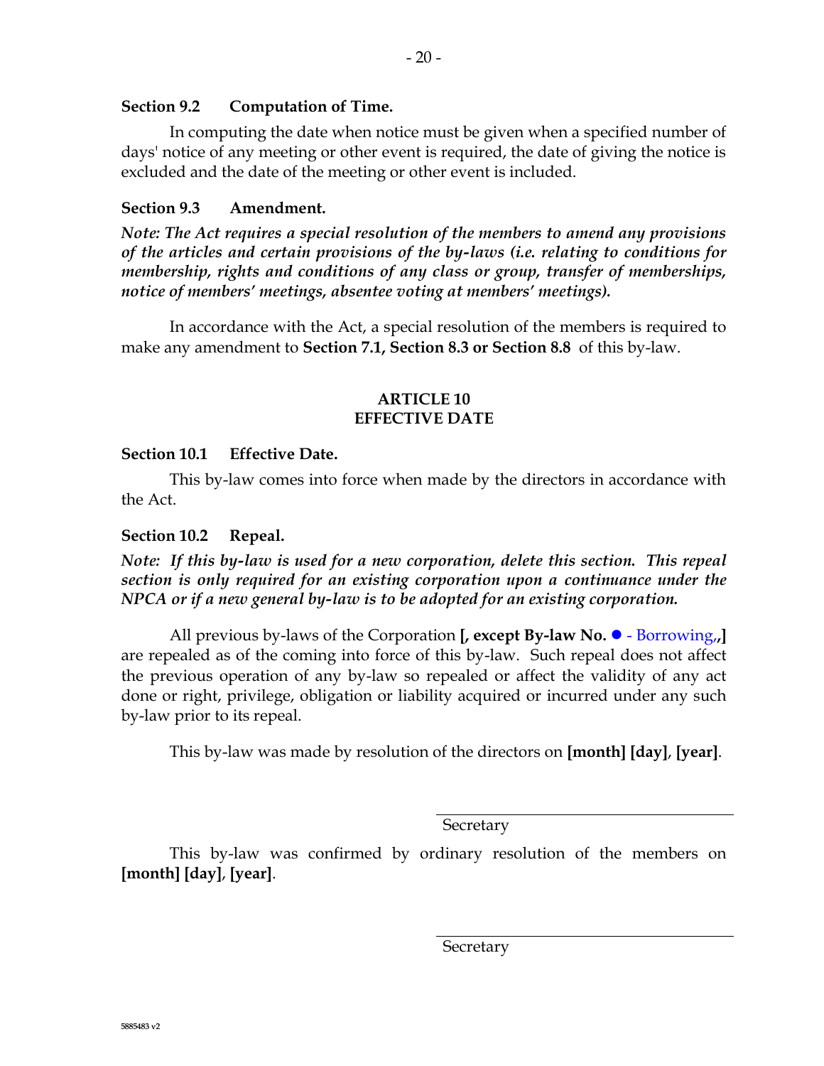**Section 9.2 Computation of Time.**

In computing the date when notice must be given when a specified number of days' notice of any meeting or other event is required, the date of giving the notice is excluded and the date of the meeting or other event is included.

**Section 9.3 Amendment.**

***Note: The Act requires a special resolution of the members to amend any provisions of the articles and certain provisions of the by-laws (i.e. relating to conditions for membership, rights and conditions of any class or group, transfer of memberships, notice of members' meetings, absentee voting at members' meetings).***

In accordance with the Act, a special resolution of the members is required to make any amendment to **Section 7.1, Section 8.3 or Section 8.8** of this by-law.

## ARTICLE 10
## EFFECTIVE DATE

**Section 10.1 Effective Date.**

This by-law comes into force when made by the directors in accordance with the Act.

**Section 10.2 Repeal.**

***Note: If this by-law is used for a new corporation, delete this section. This repeal section is only required for an existing corporation upon a continuance under the NPCA or if a new general by-law is to be adopted for an existing corporation.***

All previous by-laws of the Corporation **[, except By-law No. ●** - Borrowing,**,]** are repealed as of the coming into force of this by-law. Such repeal does not affect the previous operation of any by-law so repealed or affect the validity of any act done or right, privilege, obligation or liability acquired or incurred under any such by-law prior to its repeal.

This by-law was made by resolution of the directors on **[month] [day]**, **[year]**.

______________________________
Secretary

This by-law was confirmed by ordinary resolution of the members on **[month] [day]**, **[year]**.

______________________________
Secretary

5885483 v2